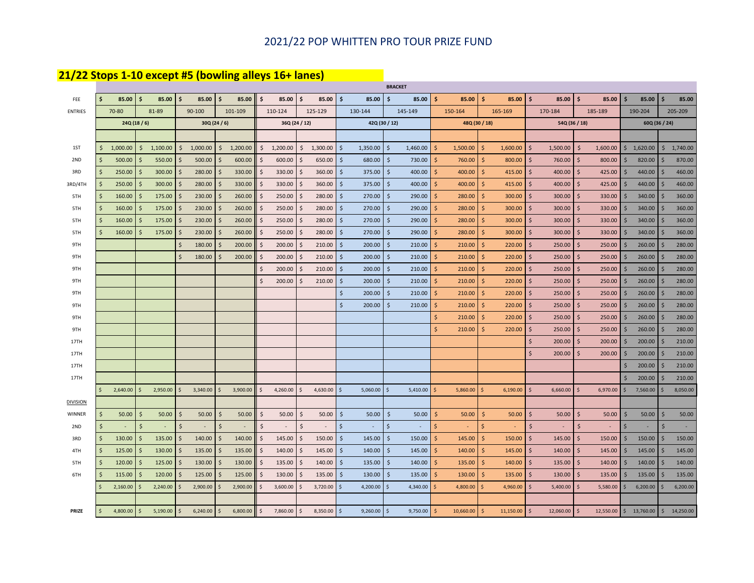# 2021/22 POP WHITTEN PRO TOUR PRIZE FUND

## 21/22 Stops 1-10 except #5 (bowling alleys 16+ lanes)

| | BRACKET | | | | | | | | | | | | | |
|---|---|---|---|---|---|---|---|---|---|---|---|---|---|---|
| FEE | $ 85.00 | $ 85.00 | $ 85.00 | $ 85.00 | $ 85.00 | $ 85.00 | $ 85.00 | $ 85.00 | $ 85.00 | $ 85.00 | $ 85.00 | $ 85.00 | $ 85.00 | $ 85.00 |
| ENTRIES | 70-80 | 81-89 | 90-100 | 101-109 | 110-124 | 125-129 | 130-144 | 145-149 | 150-164 | 165-169 | 170-184 | 185-189 | 190-204 | 205-209 |
| | 24Q (18 / 6) | | 30Q (24 / 6) | | 36Q (24 / 12) | | 42Q (30 / 12) | | 48Q (30 / 18) | | 54Q (36 / 18) | | 60Q (36 / 24) | |
| 1ST | $ 1,000.00 | $ 1,100.00 | $ 1,000.00 | $ 1,200.00 | $ 1,200.00 | $ 1,300.00 | $ 1,350.00 | $ 1,460.00 | $ 1,500.00 | $ 1,600.00 | $ 1,500.00 | $ 1,600.00 | $ 1,620.00 | $ 1,740.00 |
| 2ND | $ 500.00 | $ 550.00 | $ 500.00 | $ 600.00 | $ 600.00 | $ 650.00 | $ 680.00 | $ 730.00 | $ 760.00 | $ 800.00 | $ 760.00 | $ 800.00 | $ 820.00 | $ 870.00 |
| 3RD | $ 250.00 | $ 300.00 | $ 280.00 | $ 330.00 | $ 330.00 | $ 360.00 | $ 375.00 | $ 400.00 | $ 400.00 | $ 415.00 | $ 400.00 | $ 425.00 | $ 440.00 | $ 460.00 |
| 3RD/4TH | $ 250.00 | $ 300.00 | $ 280.00 | $ 330.00 | $ 330.00 | $ 360.00 | $ 375.00 | $ 400.00 | $ 400.00 | $ 415.00 | $ 400.00 | $ 425.00 | $ 440.00 | $ 460.00 |
| 5TH | $ 160.00 | $ 175.00 | $ 230.00 | $ 260.00 | $ 250.00 | $ 280.00 | $ 270.00 | $ 290.00 | $ 280.00 | $ 300.00 | $ 300.00 | $ 330.00 | $ 340.00 | $ 360.00 |
| 5TH | $ 160.00 | $ 175.00 | $ 230.00 | $ 260.00 | $ 250.00 | $ 280.00 | $ 270.00 | $ 290.00 | $ 280.00 | $ 300.00 | $ 300.00 | $ 330.00 | $ 340.00 | $ 360.00 |
| 5TH | $ 160.00 | $ 175.00 | $ 230.00 | $ 260.00 | $ 250.00 | $ 280.00 | $ 270.00 | $ 290.00 | $ 280.00 | $ 300.00 | $ 300.00 | $ 330.00 | $ 340.00 | $ 360.00 |
| 5TH | $ 160.00 | $ 175.00 | $ 230.00 | $ 260.00 | $ 250.00 | $ 280.00 | $ 270.00 | $ 290.00 | $ 280.00 | $ 300.00 | $ 300.00 | $ 330.00 | $ 340.00 | $ 360.00 |
| 9TH | | | $ 180.00 | $ 200.00 | $ 200.00 | $ 210.00 | $ 200.00 | $ 210.00 | $ 210.00 | $ 220.00 | $ 250.00 | $ 250.00 | $ 260.00 | $ 280.00 |
| 9TH | | | $ 180.00 | $ 200.00 | $ 200.00 | $ 210.00 | $ 200.00 | $ 210.00 | $ 210.00 | $ 220.00 | $ 250.00 | $ 250.00 | $ 260.00 | $ 280.00 |
| 9TH | | | | | $ 200.00 | $ 210.00 | $ 200.00 | $ 210.00 | $ 210.00 | $ 220.00 | $ 250.00 | $ 250.00 | $ 260.00 | $ 280.00 |
| 9TH | | | | | $ 200.00 | $ 210.00 | $ 200.00 | $ 210.00 | $ 210.00 | $ 220.00 | $ 250.00 | $ 250.00 | $ 260.00 | $ 280.00 |
| 9TH | | | | | | | $ 200.00 | $ 210.00 | $ 210.00 | $ 220.00 | $ 250.00 | $ 250.00 | $ 260.00 | $ 280.00 |
| 9TH | | | | | | | $ 200.00 | $ 210.00 | $ 210.00 | $ 220.00 | $ 250.00 | $ 250.00 | $ 260.00 | $ 280.00 |
| 9TH | | | | | | | | | $ 210.00 | $ 220.00 | $ 250.00 | $ 250.00 | $ 260.00 | $ 280.00 |
| 9TH | | | | | | | | | $ 210.00 | $ 220.00 | $ 250.00 | $ 250.00 | $ 260.00 | $ 280.00 |
| 17TH | | | | | | | | | | | $ 200.00 | $ 200.00 | $ 200.00 | $ 210.00 |
| 17TH | | | | | | | | | | | $ 200.00 | $ 200.00 | $ 200.00 | $ 210.00 |
| 17TH | | | | | | | | | | | | | $ 200.00 | $ 210.00 |
| 17TH | | | | | | | | | | | | | $ 200.00 | $ 210.00 |
| | $ 2,640.00 | $ 2,950.00 | $ 3,340.00 | $ 3,900.00 | $ 4,260.00 | $ 4,630.00 | $ 5,060.00 | $ 5,410.00 | $ 5,860.00 | $ 6,190.00 | $ 6,660.00 | $ 6,970.00 | $ 7,560.00 | $ 8,050.00 |
| DIVISION | | | | | | | | | | | | | | |
| WINNER | $ 50.00 | $ 50.00 | $ 50.00 | $ 50.00 | $ 50.00 | $ 50.00 | $ 50.00 | $ 50.00 | $ 50.00 | $ 50.00 | $ 50.00 | $ 50.00 | $ 50.00 | $ 50.00 |
| 2ND | $ - | $ - | $ - | $ - | $ - | $ - | $ - | $ - | $ - | $ - | $ - | $ - | $ - | $ - |
| 3RD | $ 130.00 | $ 135.00 | $ 140.00 | $ 140.00 | $ 145.00 | $ 150.00 | $ 145.00 | $ 150.00 | $ 145.00 | $ 150.00 | $ 145.00 | $ 150.00 | $ 150.00 | $ 150.00 |
| 4TH | $ 125.00 | $ 130.00 | $ 135.00 | $ 135.00 | $ 140.00 | $ 145.00 | $ 140.00 | $ 145.00 | $ 140.00 | $ 145.00 | $ 140.00 | $ 145.00 | $ 145.00 | $ 145.00 |
| 5TH | $ 120.00 | $ 125.00 | $ 130.00 | $ 130.00 | $ 135.00 | $ 140.00 | $ 135.00 | $ 140.00 | $ 135.00 | $ 140.00 | $ 135.00 | $ 140.00 | $ 140.00 | $ 140.00 |
| 6TH | $ 115.00 | $ 120.00 | $ 125.00 | $ 125.00 | $ 130.00 | $ 135.00 | $ 130.00 | $ 135.00 | $ 130.00 | $ 135.00 | $ 130.00 | $ 135.00 | $ 135.00 | $ 135.00 |
| | $ 2,160.00 | $ 2,240.00 | $ 2,900.00 | $ 2,900.00 | $ 3,600.00 | $ 3,720.00 | $ 4,200.00 | $ 4,340.00 | $ 4,800.00 | $ 4,960.00 | $ 5,400.00 | $ 5,580.00 | $ 6,200.00 | $ 6,200.00 |
| **PRIZE** | $ 4,800.00 | $ 5,190.00 | $ 6,240.00 | $ 6,800.00 | $ 7,860.00 | $ 8,350.00 | $ 9,260.00 | $ 9,750.00 | $ 10,660.00 | $ 11,150.00 | $ 12,060.00 | $ 12,550.00 | $ 13,760.00 | $ 14,250.00 |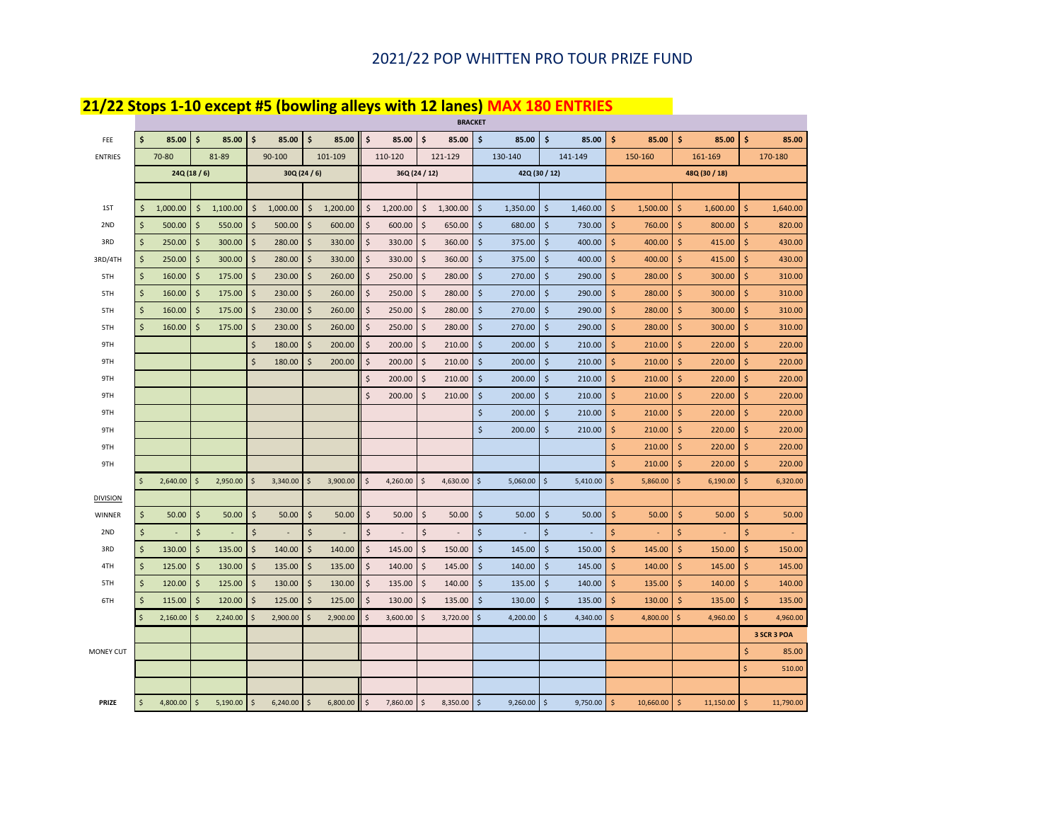# 2021/22 POP WHITTEN PRO TOUR PRIZE FUND

## 21/22 Stops 1-10 except #5 (bowling alleys with 12 lanes) MAX 180 ENTRIES

| | BRACKET | | | | | | | | | | |
|---|---|---|---|---|---|---|---|---|---|---|---|
| FEE | $ 85.00 | $ 85.00 | $ 85.00 | $ 85.00 | $ 85.00 | $ 85.00 | $ 85.00 | $ 85.00 | $ 85.00 | $ 85.00 | $ 85.00 |
| ENTRIES | 70-80 | 81-89 | 90-100 | 101-109 | 110-120 | 121-129 | 130-140 | 141-149 | 150-160 | 161-169 | 170-180 |
| | 24Q (18 / 6) | | 30Q (24 / 6) | | 36Q (24 / 12) | | 42Q (30 / 12) | | 48Q (30 / 18) | | |
| | | | | | | | | | | | |
| 1ST | $ 1,000.00 | $ 1,100.00 | $ 1,000.00 | $ 1,200.00 | $ 1,200.00 | $ 1,300.00 | $ 1,350.00 | $ 1,460.00 | $ 1,500.00 | $ 1,600.00 | $ 1,640.00 |
| 2ND | $ 500.00 | $ 550.00 | $ 500.00 | $ 600.00 | $ 600.00 | $ 650.00 | $ 680.00 | $ 730.00 | $ 760.00 | $ 800.00 | $ 820.00 |
| 3RD | $ 250.00 | $ 300.00 | $ 280.00 | $ 330.00 | $ 330.00 | $ 360.00 | $ 375.00 | $ 400.00 | $ 400.00 | $ 415.00 | $ 430.00 |
| 3RD/4TH | $ 250.00 | $ 300.00 | $ 280.00 | $ 330.00 | $ 330.00 | $ 360.00 | $ 375.00 | $ 400.00 | $ 400.00 | $ 415.00 | $ 430.00 |
| 5TH | $ 160.00 | $ 175.00 | $ 230.00 | $ 260.00 | $ 250.00 | $ 280.00 | $ 270.00 | $ 290.00 | $ 280.00 | $ 300.00 | $ 310.00 |
| 5TH | $ 160.00 | $ 175.00 | $ 230.00 | $ 260.00 | $ 250.00 | $ 280.00 | $ 270.00 | $ 290.00 | $ 280.00 | $ 300.00 | $ 310.00 |
| 5TH | $ 160.00 | $ 175.00 | $ 230.00 | $ 260.00 | $ 250.00 | $ 280.00 | $ 270.00 | $ 290.00 | $ 280.00 | $ 300.00 | $ 310.00 |
| 5TH | $ 160.00 | $ 175.00 | $ 230.00 | $ 260.00 | $ 250.00 | $ 280.00 | $ 270.00 | $ 290.00 | $ 280.00 | $ 300.00 | $ 310.00 |
| 9TH | | | $ 180.00 | $ 200.00 | $ 200.00 | $ 210.00 | $ 200.00 | $ 210.00 | $ 210.00 | $ 220.00 | $ 220.00 |
| 9TH | | | $ 180.00 | $ 200.00 | $ 200.00 | $ 210.00 | $ 200.00 | $ 210.00 | $ 210.00 | $ 220.00 | $ 220.00 |
| 9TH | | | | | $ 200.00 | $ 210.00 | $ 200.00 | $ 210.00 | $ 210.00 | $ 220.00 | $ 220.00 |
| 9TH | | | | | $ 200.00 | $ 210.00 | $ 200.00 | $ 210.00 | $ 210.00 | $ 220.00 | $ 220.00 |
| 9TH | | | | | | | $ 200.00 | $ 210.00 | $ 210.00 | $ 220.00 | $ 220.00 |
| 9TH | | | | | | | $ 200.00 | $ 210.00 | $ 210.00 | $ 220.00 | $ 220.00 |
| 9TH | | | | | | | | | $ 210.00 | $ 220.00 | $ 220.00 |
| 9TH | | | | | | | | | $ 210.00 | $ 220.00 | $ 220.00 |
| | $ 2,640.00 | $ 2,950.00 | $ 3,340.00 | $ 3,900.00 | $ 4,260.00 | $ 4,630.00 | $ 5,060.00 | $ 5,410.00 | $ 5,860.00 | $ 6,190.00 | $ 6,320.00 |
| DIVISION | | | | | | | | | | | |
| WINNER | $ 50.00 | $ 50.00 | $ 50.00 | $ 50.00 | $ 50.00 | $ 50.00 | $ 50.00 | $ 50.00 | $ 50.00 | $ 50.00 | $ 50.00 |
| 2ND | $ - | $ - | $ - | $ - | $ - | $ - | $ - | $ - | $ - | $ - | $ - |
| 3RD | $ 130.00 | $ 135.00 | $ 140.00 | $ 140.00 | $ 145.00 | $ 150.00 | $ 145.00 | $ 150.00 | $ 145.00 | $ 150.00 | $ 150.00 |
| 4TH | $ 125.00 | $ 130.00 | $ 135.00 | $ 135.00 | $ 140.00 | $ 145.00 | $ 140.00 | $ 145.00 | $ 140.00 | $ 145.00 | $ 145.00 |
| 5TH | $ 120.00 | $ 125.00 | $ 130.00 | $ 130.00 | $ 135.00 | $ 140.00 | $ 135.00 | $ 140.00 | $ 135.00 | $ 140.00 | $ 140.00 |
| 6TH | $ 115.00 | $ 120.00 | $ 125.00 | $ 125.00 | $ 130.00 | $ 135.00 | $ 130.00 | $ 135.00 | $ 130.00 | $ 135.00 | $ 135.00 |
| | $ 2,160.00 | $ 2,240.00 | $ 2,900.00 | $ 2,900.00 | $ 3,600.00 | $ 3,720.00 | $ 4,200.00 | $ 4,340.00 | $ 4,800.00 | $ 4,960.00 | $ 4,960.00 |
| | | | | | | | | | | | 3 SCR 3 POA |
| MONEY CUT | | | | | | | | | | | $ 85.00 |
| | | | | | | | | | | | $ 510.00 |
| | | | | | | | | | | | |
| PRIZE | $ 4,800.00 | $ 5,190.00 | $ 6,240.00 | $ 6,800.00 | $ 7,860.00 | $ 8,350.00 | $ 9,260.00 | $ 9,750.00 | $ 10,660.00 | $ 11,150.00 | $ 11,790.00 |